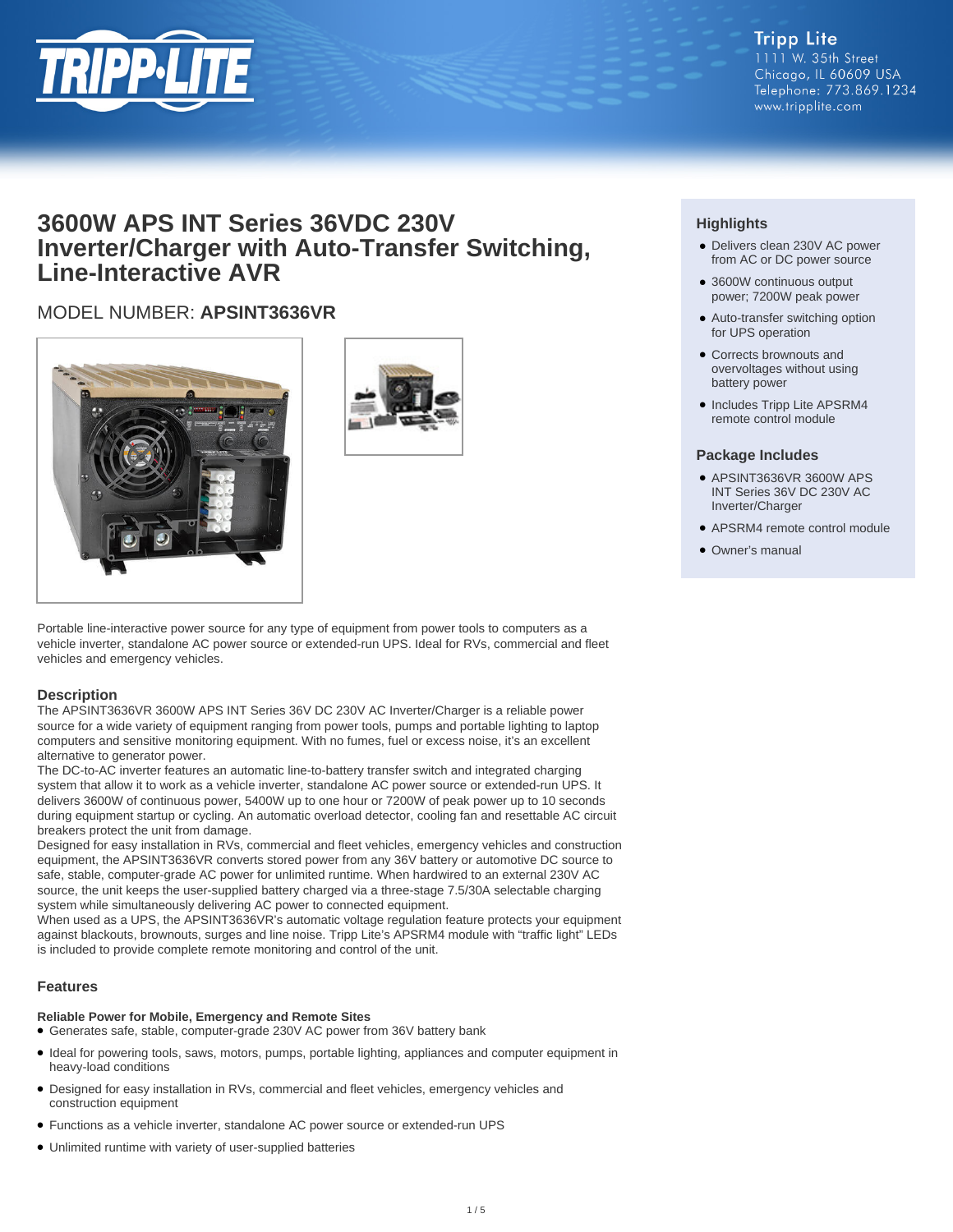Tripp Lite
1111 W. 35th Street
Chicago, IL 60609 USA
Telephone: 773.869.1234
www.tripplite.com

# 3600W APS INT Series 36VDC 230V Inverter/Charger with Auto-Transfer Switching, Line-Interactive AVR

MODEL NUMBER: **APSINT3636VR**

## Highlights

- Delivers clean 230V AC power from AC or DC power source
- 3600W continuous output power; 7200W peak power
- Auto-transfer switching option for UPS operation
- Corrects brownouts and overvoltages without using battery power
- Includes Tripp Lite APSRM4 remote control module

## Package Includes

- APSINT3636VR 3600W APS INT Series 36V DC 230V AC Inverter/Charger
- APSRM4 remote control module
- Owner's manual

Portable line-interactive power source for any type of equipment from power tools to computers as a vehicle inverter, standalone AC power source or extended-run UPS. Ideal for RVs, commercial and fleet vehicles and emergency vehicles.

## Description

The APSINT3636VR 3600W APS INT Series 36V DC 230V AC Inverter/Charger is a reliable power source for a wide variety of equipment ranging from power tools, pumps and portable lighting to laptop computers and sensitive monitoring equipment. With no fumes, fuel or excess noise, it's an excellent alternative to generator power.

The DC-to-AC inverter features an automatic line-to-battery transfer switch and integrated charging system that allow it to work as a vehicle inverter, standalone AC power source or extended-run UPS. It delivers 3600W of continuous power, 5400W up to one hour or 7200W of peak power up to 10 seconds during equipment startup or cycling. An automatic overload detector, cooling fan and resettable AC circuit breakers protect the unit from damage.

Designed for easy installation in RVs, commercial and fleet vehicles, emergency vehicles and construction equipment, the APSINT3636VR converts stored power from any 36V battery or automotive DC source to safe, stable, computer-grade AC power for unlimited runtime. When hardwired to an external 230V AC source, the unit keeps the user-supplied battery charged via a three-stage 7.5/30A selectable charging system while simultaneously delivering AC power to connected equipment.

When used as a UPS, the APSINT3636VR's automatic voltage regulation feature protects your equipment against blackouts, brownouts, surges and line noise. Tripp Lite's APSRM4 module with "traffic light" LEDs is included to provide complete remote monitoring and control of the unit.

## Features

### Reliable Power for Mobile, Emergency and Remote Sites

- Generates safe, stable, computer-grade 230V AC power from 36V battery bank
- Ideal for powering tools, saws, motors, pumps, portable lighting, appliances and computer equipment in heavy-load conditions
- Designed for easy installation in RVs, commercial and fleet vehicles, emergency vehicles and construction equipment
- Functions as a vehicle inverter, standalone AC power source or extended-run UPS
- Unlimited runtime with variety of user-supplied batteries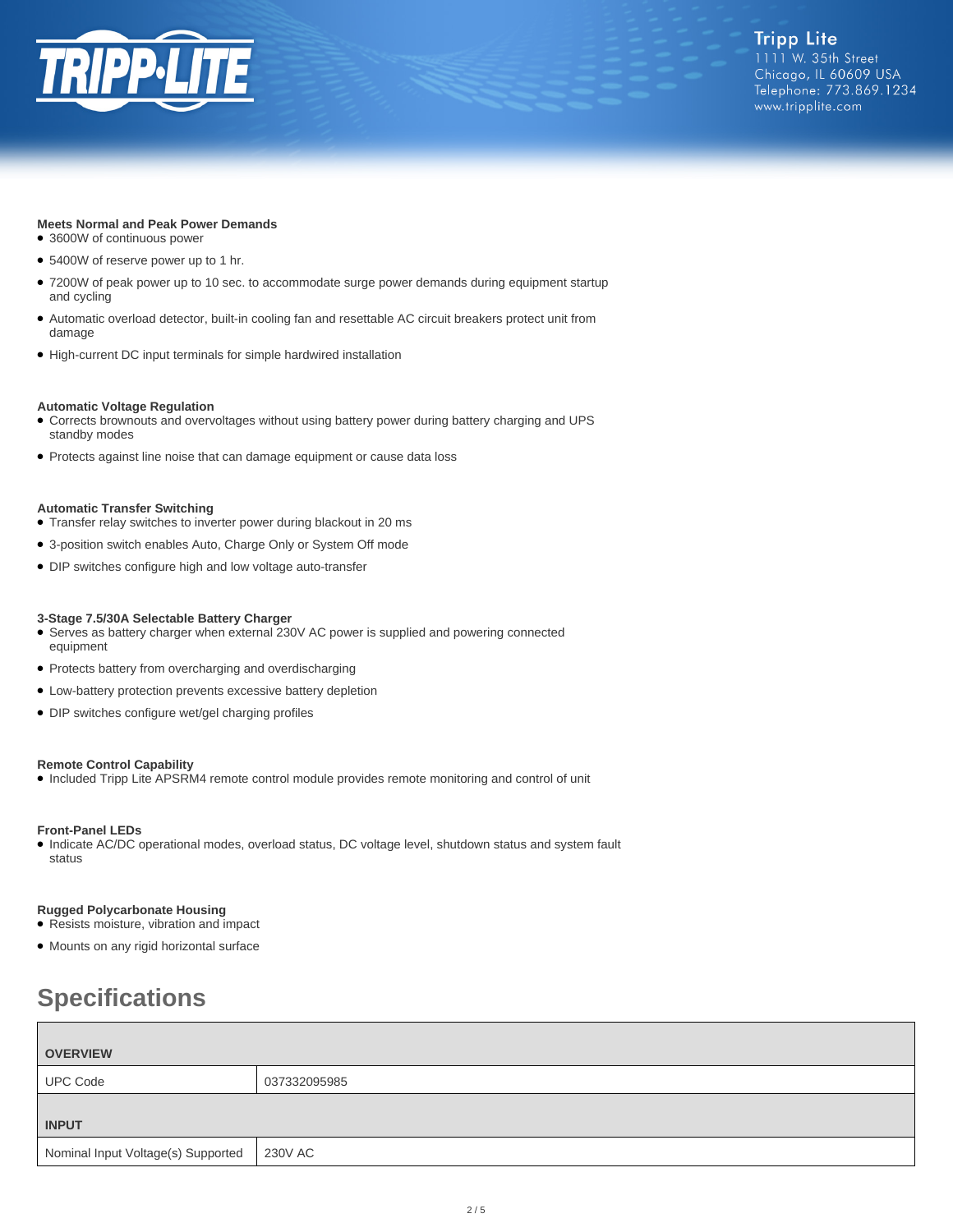**Meets Normal and Peak Power Demands**

- 3600W of continuous power
- 5400W of reserve power up to 1 hr.
- 7200W of peak power up to 10 sec. to accommodate surge power demands during equipment startup and cycling
- Automatic overload detector, built-in cooling fan and resettable AC circuit breakers protect unit from damage
- High-current DC input terminals for simple hardwired installation

**Automatic Voltage Regulation**

- Corrects brownouts and overvoltages without using battery power during battery charging and UPS standby modes
- Protects against line noise that can damage equipment or cause data loss

**Automatic Transfer Switching**

- Transfer relay switches to inverter power during blackout in 20 ms
- 3-position switch enables Auto, Charge Only or System Off mode
- DIP switches configure high and low voltage auto-transfer

**3-Stage 7.5/30A Selectable Battery Charger**

- Serves as battery charger when external 230V AC power is supplied and powering connected equipment
- Protects battery from overcharging and overdischarging
- Low-battery protection prevents excessive battery depletion
- DIP switches configure wet/gel charging profiles

**Remote Control Capability**

- Included Tripp Lite APSRM4 remote control module provides remote monitoring and control of unit

**Front-Panel LEDs**

- Indicate AC/DC operational modes, overload status, DC voltage level, shutdown status and system fault status

**Rugged Polycarbonate Housing**

- Resists moisture, vibration and impact
- Mounts on any rigid horizontal surface

## Specifications

| **OVERVIEW** | |
|---|---|
| UPC Code | 037332095985 |
| **INPUT** | |
| Nominal Input Voltage(s) Supported | 230V AC |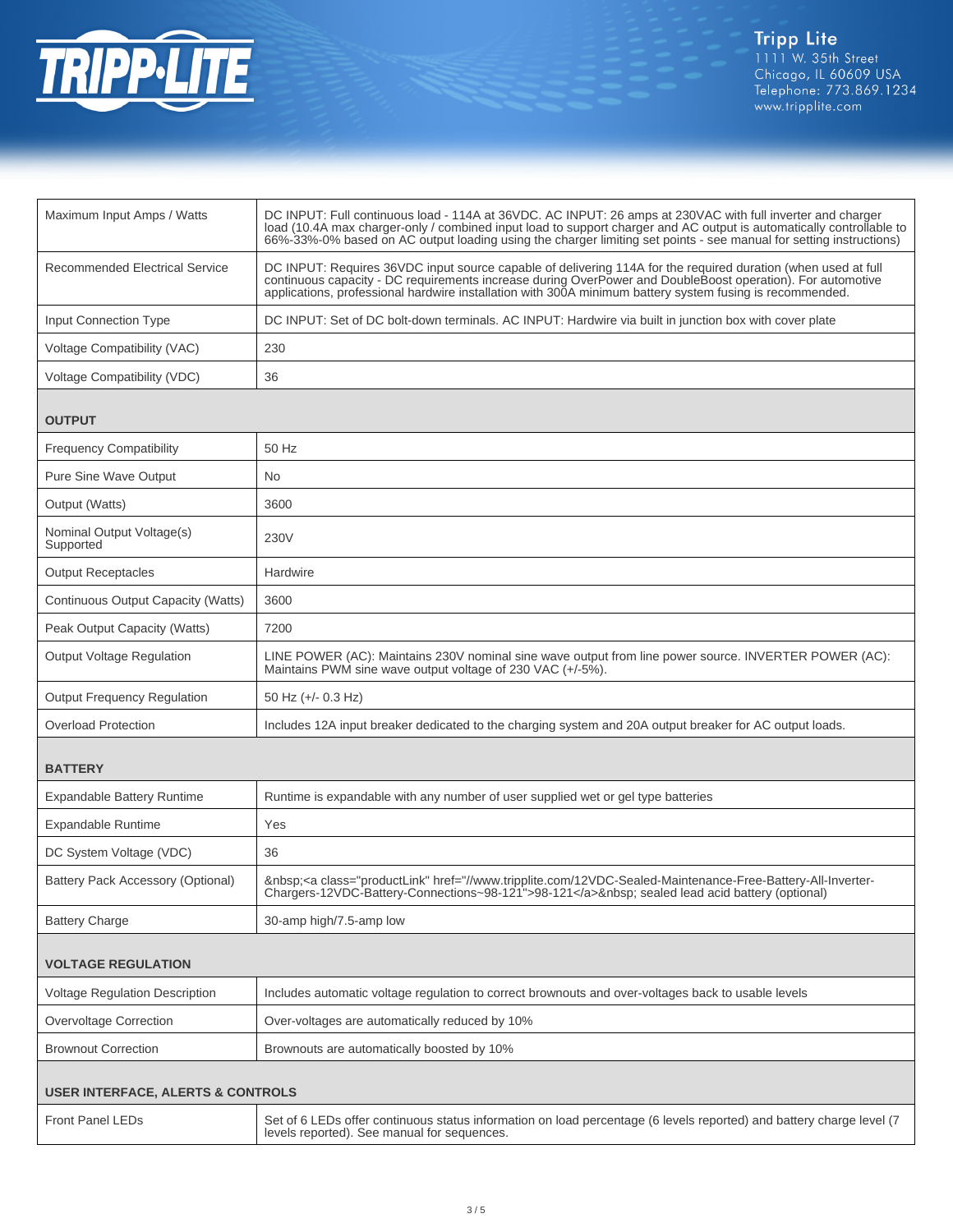| | |
|---|---|
| Maximum Input Amps / Watts | DC INPUT: Full continuous load - 114A at 36VDC. AC INPUT: 26 amps at 230VAC with full inverter and charger load (10.4A max charger-only / combined input load to support charger and AC output is automatically controllable to 66%-33%-0% based on AC output loading using the charger limiting set points - see manual for setting instructions) |
| Recommended Electrical Service | DC INPUT: Requires 36VDC input source capable of delivering 114A for the required duration (when used at full continuous capacity - DC requirements increase during OverPower and DoubleBoost operation). For automotive applications, professional hardwire installation with 300A minimum battery system fusing is recommended. |
| Input Connection Type | DC INPUT: Set of DC bolt-down terminals. AC INPUT: Hardwire via built in junction box with cover plate |
| Voltage Compatibility (VAC) | 230 |
| Voltage Compatibility (VDC) | 36 |
| **OUTPUT** | |
| Frequency Compatibility | 50 Hz |
| Pure Sine Wave Output | No |
| Output (Watts) | 3600 |
| Nominal Output Voltage(s) Supported | 230V |
| Output Receptacles | Hardwire |
| Continuous Output Capacity (Watts) | 3600 |
| Peak Output Capacity (Watts) | 7200 |
| Output Voltage Regulation | LINE POWER (AC): Maintains 230V nominal sine wave output from line power source. INVERTER POWER (AC): Maintains PWM sine wave output voltage of 230 VAC (+/-5%). |
| Output Frequency Regulation | 50 Hz (+/- 0.3 Hz) |
| Overload Protection | Includes 12A input breaker dedicated to the charging system and 20A output breaker for AC output loads. |
| **BATTERY** | |
| Expandable Battery Runtime | Runtime is expandable with any number of user supplied wet or gel type batteries |
| Expandable Runtime | Yes |
| DC System Voltage (VDC) | 36 |
| Battery Pack Accessory (Optional) | &nbsp;<a class="productLink" href="//www.tripplite.com/12VDC-Sealed-Maintenance-Free-Battery-All-Inverter-Chargers-12VDC-Battery-Connections~98-121">98-121</a>&nbsp; sealed lead acid battery (optional) |
| Battery Charge | 30-amp high/7.5-amp low |
| **VOLTAGE REGULATION** | |
| Voltage Regulation Description | Includes automatic voltage regulation to correct brownouts and over-voltages back to usable levels |
| Overvoltage Correction | Over-voltages are automatically reduced by 10% |
| Brownout Correction | Brownouts are automatically boosted by 10% |
| **USER INTERFACE, ALERTS & CONTROLS** | |
| Front Panel LEDs | Set of 6 LEDs offer continuous status information on load percentage (6 levels reported) and battery charge level (7 levels reported). See manual for sequences. |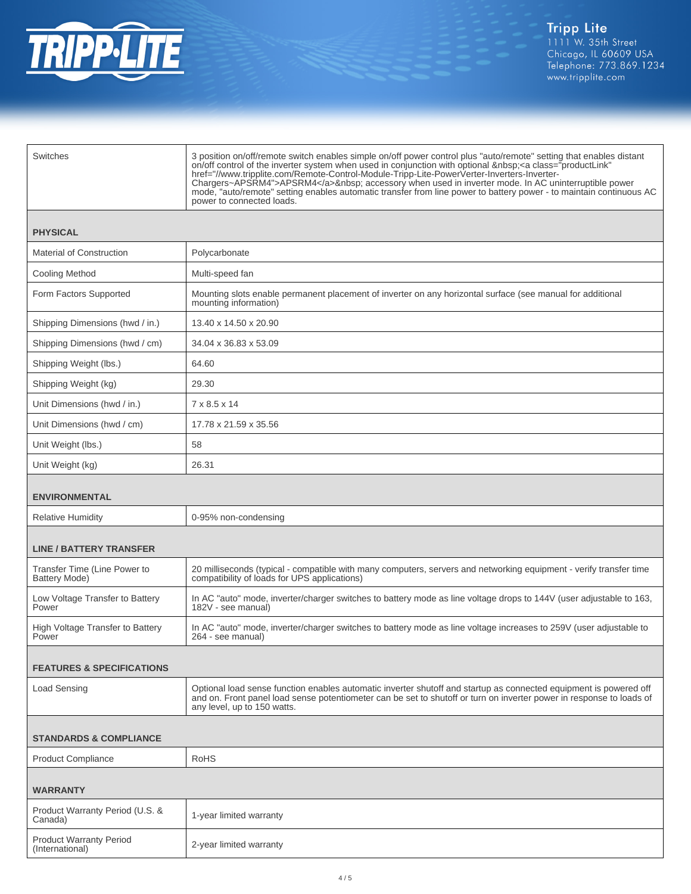| | |
|---|---|
| Switches | 3 position on/off/remote switch enables simple on/off power control plus "auto/remote" setting that enables distant on/off control of the inverter system when used in conjunction with optional &nbsp;<a class="productLink" href="//www.tripplite.com/Remote-Control-Module-Tripp-Lite-PowerVerter-Inverters-Inverter-Chargers~APSRM4">APSRM4</a>&nbsp; accessory when used in inverter mode. In AC uninterruptible power mode, "auto/remote" setting enables automatic transfer from line power to battery power - to maintain continuous AC power to connected loads. |
| **PHYSICAL** | |
| Material of Construction | Polycarbonate |
| Cooling Method | Multi-speed fan |
| Form Factors Supported | Mounting slots enable permanent placement of inverter on any horizontal surface (see manual for additional mounting information) |
| Shipping Dimensions (hwd / in.) | 13.40 x 14.50 x 20.90 |
| Shipping Dimensions (hwd / cm) | 34.04 x 36.83 x 53.09 |
| Shipping Weight (lbs.) | 64.60 |
| Shipping Weight (kg) | 29.30 |
| Unit Dimensions (hwd / in.) | 7 x 8.5 x 14 |
| Unit Dimensions (hwd / cm) | 17.78 x 21.59 x 35.56 |
| Unit Weight (lbs.) | 58 |
| Unit Weight (kg) | 26.31 |
| **ENVIRONMENTAL** | |
| Relative Humidity | 0-95% non-condensing |
| **LINE / BATTERY TRANSFER** | |
| Transfer Time (Line Power to Battery Mode) | 20 milliseconds (typical - compatible with many computers, servers and networking equipment - verify transfer time compatibility of loads for UPS applications) |
| Low Voltage Transfer to Battery Power | In AC "auto" mode, inverter/charger switches to battery mode as line voltage drops to 144V (user adjustable to 163, 182V - see manual) |
| High Voltage Transfer to Battery Power | In AC "auto" mode, inverter/charger switches to battery mode as line voltage increases to 259V (user adjustable to 264 - see manual) |
| **FEATURES & SPECIFICATIONS** | |
| Load Sensing | Optional load sense function enables automatic inverter shutoff and startup as connected equipment is powered off and on. Front panel load sense potentiometer can be set to shutoff or turn on inverter power in response to loads of any level, up to 150 watts. |
| **STANDARDS & COMPLIANCE** | |
| Product Compliance | RoHS |
| **WARRANTY** | |
| Product Warranty Period (U.S. & Canada) | 1-year limited warranty |
| Product Warranty Period (International) | 2-year limited warranty |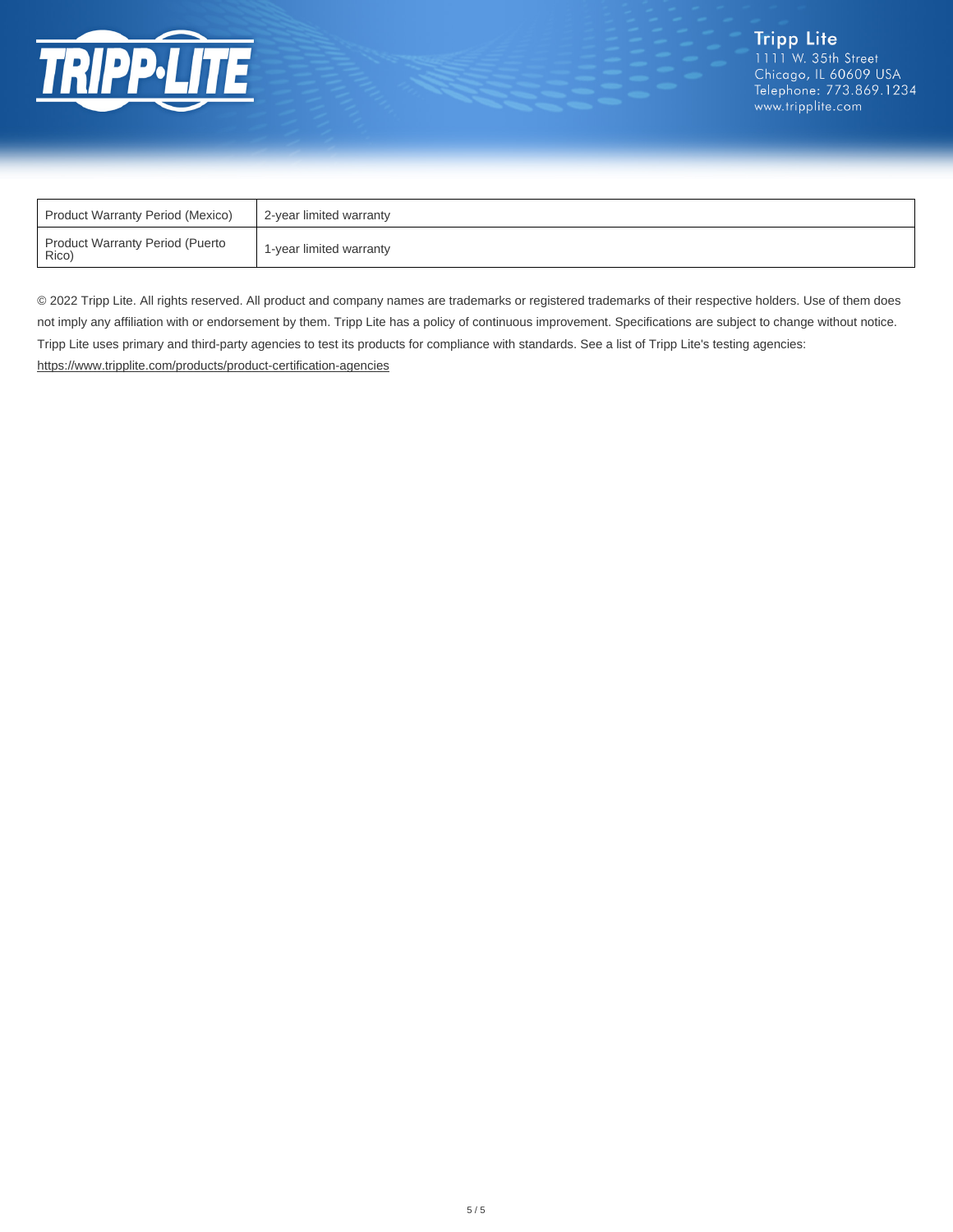| | |
|---|---|
| Product Warranty Period (Mexico) | 2-year limited warranty |
| Product Warranty Period (Puerto Rico) | 1-year limited warranty |

© 2022 Tripp Lite. All rights reserved. All product and company names are trademarks or registered trademarks of their respective holders. Use of them does not imply any affiliation with or endorsement by them. Tripp Lite has a policy of continuous improvement. Specifications are subject to change without notice. Tripp Lite uses primary and third-party agencies to test its products for compliance with standards. See a list of Tripp Lite's testing agencies: https://www.tripplite.com/products/product-certification-agencies